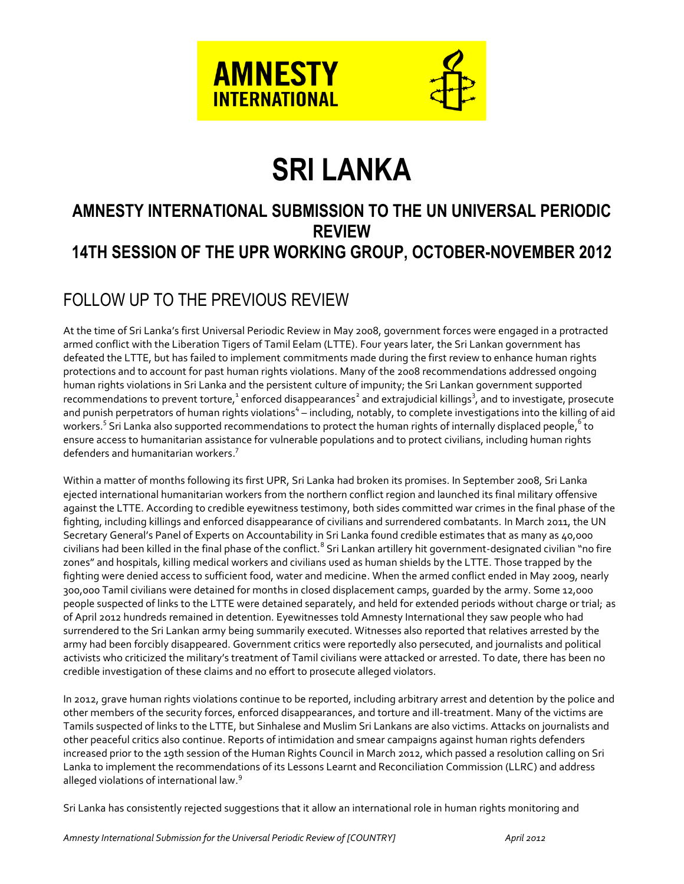AMNESTY INTERNATIONAL

# SRI LANKA

## AMNESTY INTERNATIONAL SUBMISSION TO THE UN UNIVERSAL PERIODIC REVIEW
## 14TH SESSION OF THE UPR WORKING GROUP, OCTOBER-NOVEMBER 2012

## FOLLOW UP TO THE PREVIOUS REVIEW

At the time of Sri Lanka's first Universal Periodic Review in May 2008, government forces were engaged in a protracted armed conflict with the Liberation Tigers of Tamil Eelam (LTTE). Four years later, the Sri Lankan government has defeated the LTTE, but has failed to implement commitments made during the first review to enhance human rights protections and to account for past human rights violations. Many of the 2008 recommendations addressed ongoing human rights violations in Sri Lanka and the persistent culture of impunity; the Sri Lankan government supported recommendations to prevent torture,[1] enforced disappearances[2] and extrajudicial killings[3], and to investigate, prosecute and punish perpetrators of human rights violations[4] – including, notably, to complete investigations into the killing of aid workers.[5] Sri Lanka also supported recommendations to protect the human rights of internally displaced people,[6] to ensure access to humanitarian assistance for vulnerable populations and to protect civilians, including human rights defenders and humanitarian workers.[7]

Within a matter of months following its first UPR, Sri Lanka had broken its promises. In September 2008, Sri Lanka ejected international humanitarian workers from the northern conflict region and launched its final military offensive against the LTTE. According to credible eyewitness testimony, both sides committed war crimes in the final phase of the fighting, including killings and enforced disappearance of civilians and surrendered combatants. In March 2011, the UN Secretary General's Panel of Experts on Accountability in Sri Lanka found credible estimates that as many as 40,000 civilians had been killed in the final phase of the conflict.[8] Sri Lankan artillery hit government-designated civilian "no fire zones" and hospitals, killing medical workers and civilians used as human shields by the LTTE. Those trapped by the fighting were denied access to sufficient food, water and medicine. When the armed conflict ended in May 2009, nearly 300,000 Tamil civilians were detained for months in closed displacement camps, guarded by the army. Some 12,000 people suspected of links to the LTTE were detained separately, and held for extended periods without charge or trial; as of April 2012 hundreds remained in detention. Eyewitnesses told Amnesty International they saw people who had surrendered to the Sri Lankan army being summarily executed. Witnesses also reported that relatives arrested by the army had been forcibly disappeared. Government critics were reportedly also persecuted, and journalists and political activists who criticized the military's treatment of Tamil civilians were attacked or arrested. To date, there has been no credible investigation of these claims and no effort to prosecute alleged violators.

In 2012, grave human rights violations continue to be reported, including arbitrary arrest and detention by the police and other members of the security forces, enforced disappearances, and torture and ill-treatment. Many of the victims are Tamils suspected of links to the LTTE, but Sinhalese and Muslim Sri Lankans are also victims. Attacks on journalists and other peaceful critics also continue. Reports of intimidation and smear campaigns against human rights defenders increased prior to the 19th session of the Human Rights Council in March 2012, which passed a resolution calling on Sri Lanka to implement the recommendations of its Lessons Learnt and Reconciliation Commission (LLRC) and address alleged violations of international law.[9]

Sri Lanka has consistently rejected suggestions that it allow an international role in human rights monitoring and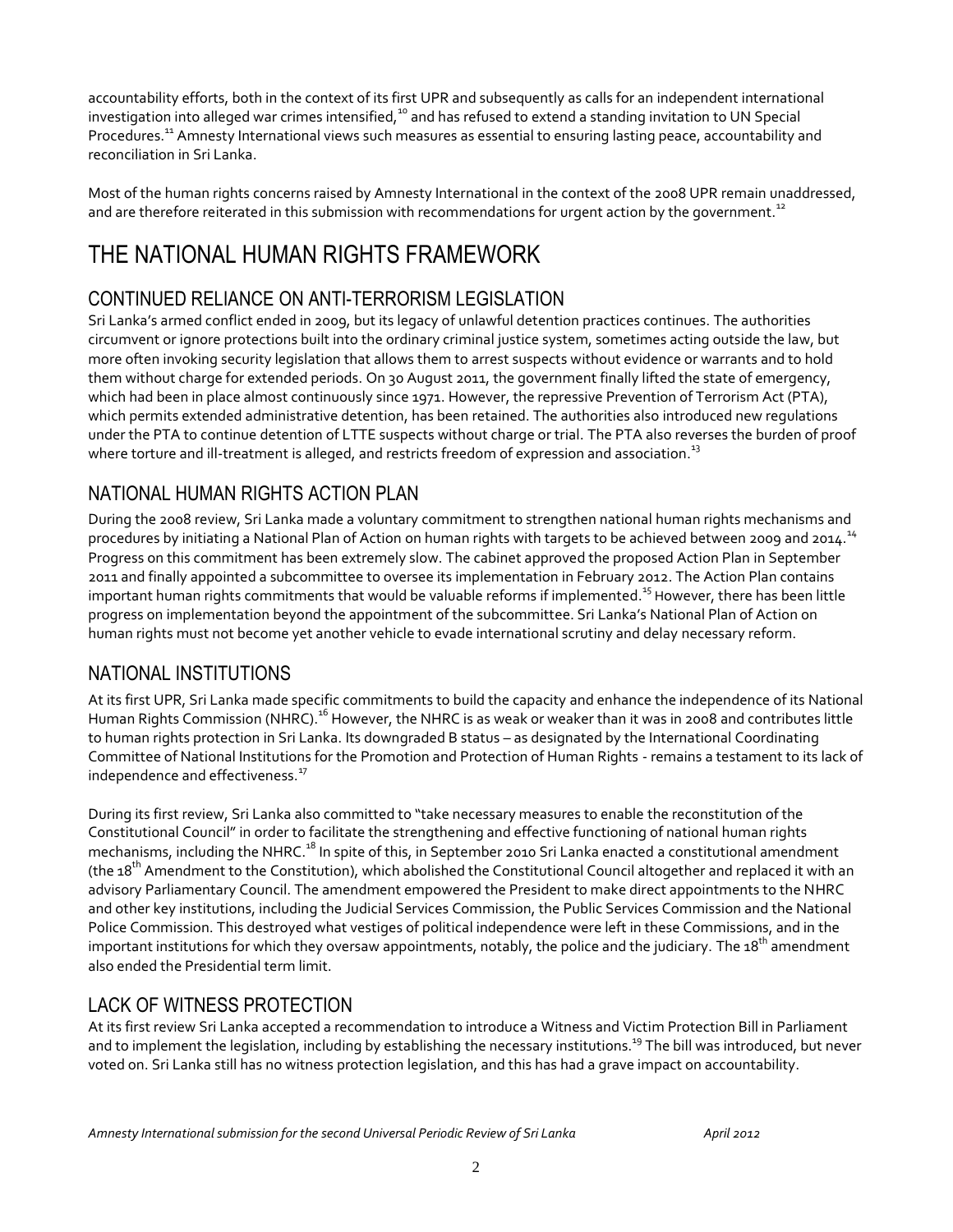accountability efforts, both in the context of its first UPR and subsequently as calls for an independent international investigation into alleged war crimes intensified,[10] and has refused to extend a standing invitation to UN Special Procedures.[11] Amnesty International views such measures as essential to ensuring lasting peace, accountability and reconciliation in Sri Lanka.

Most of the human rights concerns raised by Amnesty International in the context of the 2008 UPR remain unaddressed, and are therefore reiterated in this submission with recommendations for urgent action by the government.[12]

# THE NATIONAL HUMAN RIGHTS FRAMEWORK

## CONTINUED RELIANCE ON ANTI-TERRORISM LEGISLATION

Sri Lanka's armed conflict ended in 2009, but its legacy of unlawful detention practices continues. The authorities circumvent or ignore protections built into the ordinary criminal justice system, sometimes acting outside the law, but more often invoking security legislation that allows them to arrest suspects without evidence or warrants and to hold them without charge for extended periods. On 30 August 2011, the government finally lifted the state of emergency, which had been in place almost continuously since 1971. However, the repressive Prevention of Terrorism Act (PTA), which permits extended administrative detention, has been retained. The authorities also introduced new regulations under the PTA to continue detention of LTTE suspects without charge or trial. The PTA also reverses the burden of proof where torture and ill-treatment is alleged, and restricts freedom of expression and association.[13]

## NATIONAL HUMAN RIGHTS ACTION PLAN

During the 2008 review, Sri Lanka made a voluntary commitment to strengthen national human rights mechanisms and procedures by initiating a National Plan of Action on human rights with targets to be achieved between 2009 and 2014.[14] Progress on this commitment has been extremely slow. The cabinet approved the proposed Action Plan in September 2011 and finally appointed a subcommittee to oversee its implementation in February 2012. The Action Plan contains important human rights commitments that would be valuable reforms if implemented.[15] However, there has been little progress on implementation beyond the appointment of the subcommittee. Sri Lanka's National Plan of Action on human rights must not become yet another vehicle to evade international scrutiny and delay necessary reform.

## NATIONAL INSTITUTIONS

At its first UPR, Sri Lanka made specific commitments to build the capacity and enhance the independence of its National Human Rights Commission (NHRC).[16] However, the NHRC is as weak or weaker than it was in 2008 and contributes little to human rights protection in Sri Lanka. Its downgraded B status – as designated by the International Coordinating Committee of National Institutions for the Promotion and Protection of Human Rights - remains a testament to its lack of independence and effectiveness.[17]

During its first review, Sri Lanka also committed to "take necessary measures to enable the reconstitution of the Constitutional Council" in order to facilitate the strengthening and effective functioning of national human rights mechanisms, including the NHRC.[18] In spite of this, in September 2010 Sri Lanka enacted a constitutional amendment (the 18th Amendment to the Constitution), which abolished the Constitutional Council altogether and replaced it with an advisory Parliamentary Council. The amendment empowered the President to make direct appointments to the NHRC and other key institutions, including the Judicial Services Commission, the Public Services Commission and the National Police Commission. This destroyed what vestiges of political independence were left in these Commissions, and in the important institutions for which they oversaw appointments, notably, the police and the judiciary. The 18th amendment also ended the Presidential term limit.

## LACK OF WITNESS PROTECTION

At its first review Sri Lanka accepted a recommendation to introduce a Witness and Victim Protection Bill in Parliament and to implement the legislation, including by establishing the necessary institutions.[19] The bill was introduced, but never voted on. Sri Lanka still has no witness protection legislation, and this has had a grave impact on accountability.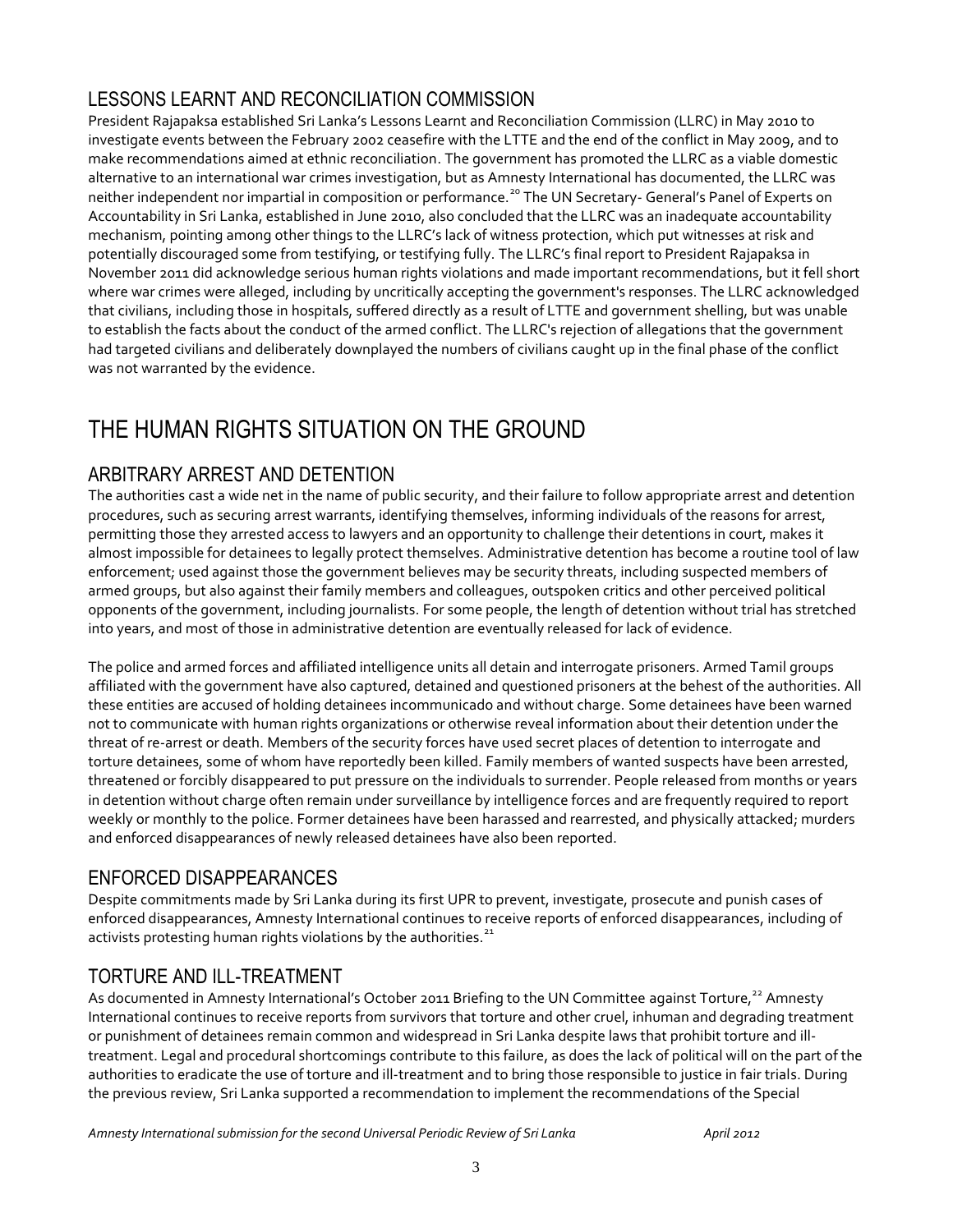## LESSONS LEARNT AND RECONCILIATION COMMISSION

President Rajapaksa established Sri Lanka's Lessons Learnt and Reconciliation Commission (LLRC) in May 2010 to investigate events between the February 2002 ceasefire with the LTTE and the end of the conflict in May 2009, and to make recommendations aimed at ethnic reconciliation. The government has promoted the LLRC as a viable domestic alternative to an international war crimes investigation, but as Amnesty International has documented, the LLRC was neither independent nor impartial in composition or performance.[20] The UN Secretary- General's Panel of Experts on Accountability in Sri Lanka, established in June 2010, also concluded that the LLRC was an inadequate accountability mechanism, pointing among other things to the LLRC's lack of witness protection, which put witnesses at risk and potentially discouraged some from testifying, or testifying fully. The LLRC's final report to President Rajapaksa in November 2011 did acknowledge serious human rights violations and made important recommendations, but it fell short where war crimes were alleged, including by uncritically accepting the government's responses. The LLRC acknowledged that civilians, including those in hospitals, suffered directly as a result of LTTE and government shelling, but was unable to establish the facts about the conduct of the armed conflict. The LLRC's rejection of allegations that the government had targeted civilians and deliberately downplayed the numbers of civilians caught up in the final phase of the conflict was not warranted by the evidence.

# THE HUMAN RIGHTS SITUATION ON THE GROUND

## ARBITRARY ARREST AND DETENTION

The authorities cast a wide net in the name of public security, and their failure to follow appropriate arrest and detention procedures, such as securing arrest warrants, identifying themselves, informing individuals of the reasons for arrest, permitting those they arrested access to lawyers and an opportunity to challenge their detentions in court, makes it almost impossible for detainees to legally protect themselves. Administrative detention has become a routine tool of law enforcement; used against those the government believes may be security threats, including suspected members of armed groups, but also against their family members and colleagues, outspoken critics and other perceived political opponents of the government, including journalists. For some people, the length of detention without trial has stretched into years, and most of those in administrative detention are eventually released for lack of evidence.

The police and armed forces and affiliated intelligence units all detain and interrogate prisoners. Armed Tamil groups affiliated with the government have also captured, detained and questioned prisoners at the behest of the authorities. All these entities are accused of holding detainees incommunicado and without charge. Some detainees have been warned not to communicate with human rights organizations or otherwise reveal information about their detention under the threat of re-arrest or death. Members of the security forces have used secret places of detention to interrogate and torture detainees, some of whom have reportedly been killed. Family members of wanted suspects have been arrested, threatened or forcibly disappeared to put pressure on the individuals to surrender. People released from months or years in detention without charge often remain under surveillance by intelligence forces and are frequently required to report weekly or monthly to the police. Former detainees have been harassed and rearrested, and physically attacked; murders and enforced disappearances of newly released detainees have also been reported.

## ENFORCED DISAPPEARANCES

Despite commitments made by Sri Lanka during its first UPR to prevent, investigate, prosecute and punish cases of enforced disappearances, Amnesty International continues to receive reports of enforced disappearances, including of activists protesting human rights violations by the authorities.[21]

## TORTURE AND ILL-TREATMENT

As documented in Amnesty International's October 2011 Briefing to the UN Committee against Torture,[22] Amnesty International continues to receive reports from survivors that torture and other cruel, inhuman and degrading treatment or punishment of detainees remain common and widespread in Sri Lanka despite laws that prohibit torture and ill-treatment. Legal and procedural shortcomings contribute to this failure, as does the lack of political will on the part of the authorities to eradicate the use of torture and ill-treatment and to bring those responsible to justice in fair trials. During the previous review, Sri Lanka supported a recommendation to implement the recommendations of the Special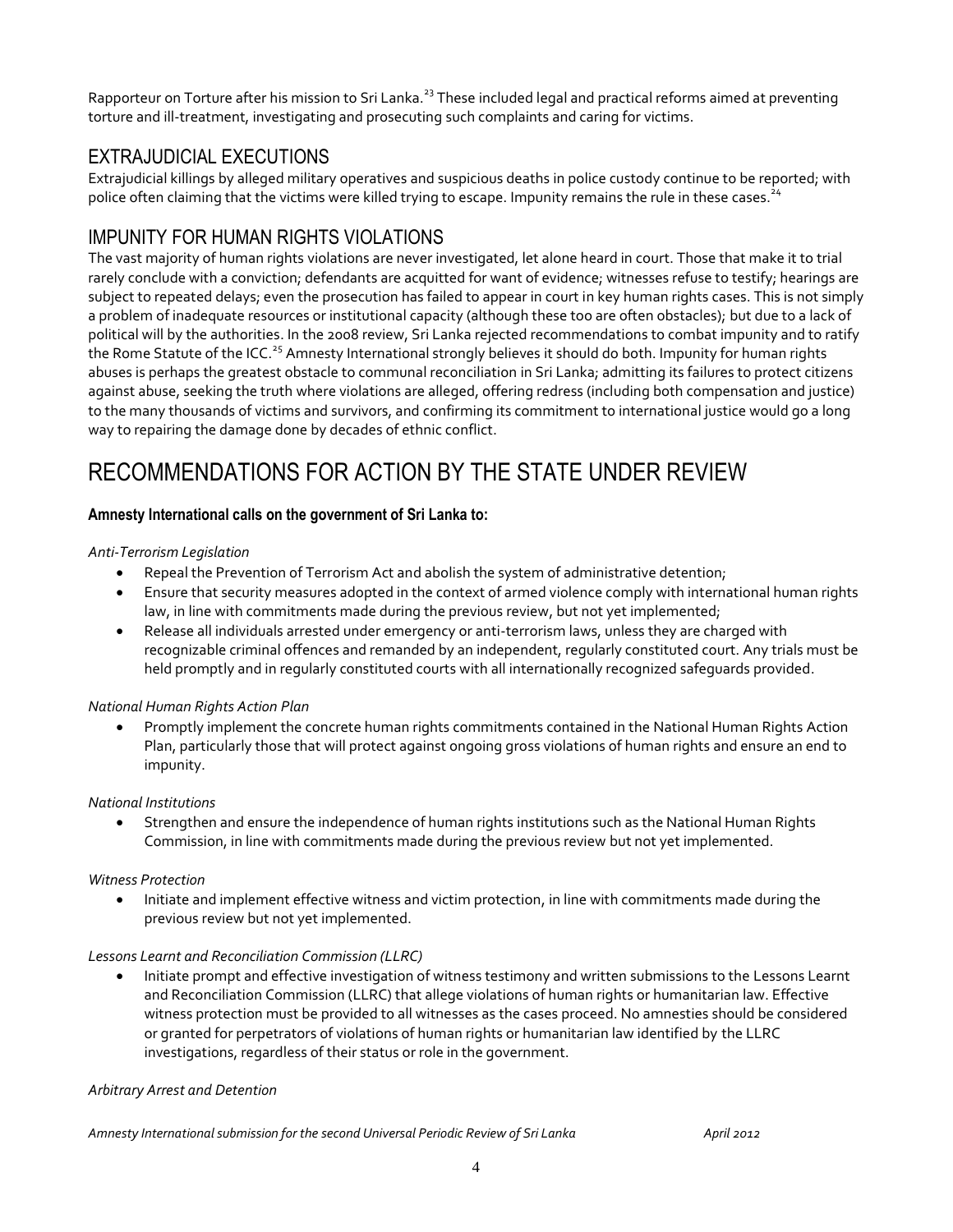Rapporteur on Torture after his mission to Sri Lanka.[23] These included legal and practical reforms aimed at preventing torture and ill-treatment, investigating and prosecuting such complaints and caring for victims.

## EXTRAJUDICIAL EXECUTIONS

Extrajudicial killings by alleged military operatives and suspicious deaths in police custody continue to be reported; with police often claiming that the victims were killed trying to escape. Impunity remains the rule in these cases.[24]

## IMPUNITY FOR HUMAN RIGHTS VIOLATIONS

The vast majority of human rights violations are never investigated, let alone heard in court. Those that make it to trial rarely conclude with a conviction; defendants are acquitted for want of evidence; witnesses refuse to testify; hearings are subject to repeated delays; even the prosecution has failed to appear in court in key human rights cases. This is not simply a problem of inadequate resources or institutional capacity (although these too are often obstacles); but due to a lack of political will by the authorities. In the 2008 review, Sri Lanka rejected recommendations to combat impunity and to ratify the Rome Statute of the ICC.[25] Amnesty International strongly believes it should do both. Impunity for human rights abuses is perhaps the greatest obstacle to communal reconciliation in Sri Lanka; admitting its failures to protect citizens against abuse, seeking the truth where violations are alleged, offering redress (including both compensation and justice) to the many thousands of victims and survivors, and confirming its commitment to international justice would go a long way to repairing the damage done by decades of ethnic conflict.

# RECOMMENDATIONS FOR ACTION BY THE STATE UNDER REVIEW

**Amnesty International calls on the government of Sri Lanka to:**

*Anti-Terrorism Legislation*

- Repeal the Prevention of Terrorism Act and abolish the system of administrative detention;
- Ensure that security measures adopted in the context of armed violence comply with international human rights law, in line with commitments made during the previous review, but not yet implemented;
- Release all individuals arrested under emergency or anti-terrorism laws, unless they are charged with recognizable criminal offences and remanded by an independent, regularly constituted court. Any trials must be held promptly and in regularly constituted courts with all internationally recognized safeguards provided.

*National Human Rights Action Plan*

- Promptly implement the concrete human rights commitments contained in the National Human Rights Action Plan, particularly those that will protect against ongoing gross violations of human rights and ensure an end to impunity.

*National Institutions*

- Strengthen and ensure the independence of human rights institutions such as the National Human Rights Commission, in line with commitments made during the previous review but not yet implemented.

*Witness Protection*

- Initiate and implement effective witness and victim protection, in line with commitments made during the previous review but not yet implemented.

*Lessons Learnt and Reconciliation Commission (LLRC)*

- Initiate prompt and effective investigation of witness testimony and written submissions to the Lessons Learnt and Reconciliation Commission (LLRC) that allege violations of human rights or humanitarian law. Effective witness protection must be provided to all witnesses as the cases proceed. No amnesties should be considered or granted for perpetrators of violations of human rights or humanitarian law identified by the LLRC investigations, regardless of their status or role in the government.

*Arbitrary Arrest and Detention*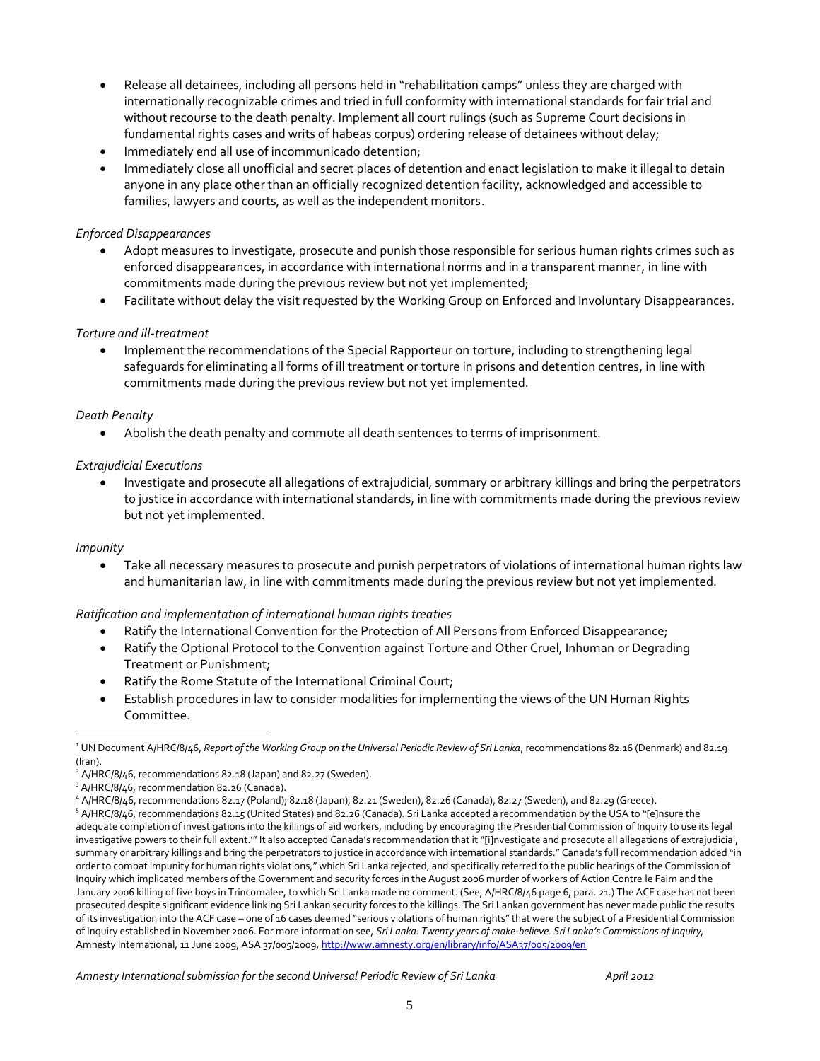- Release all detainees, including all persons held in "rehabilitation camps" unless they are charged with internationally recognizable crimes and tried in full conformity with international standards for fair trial and without recourse to the death penalty. Implement all court rulings (such as Supreme Court decisions in fundamental rights cases and writs of habeas corpus) ordering release of detainees without delay;
- Immediately end all use of incommunicado detention;
- Immediately close all unofficial and secret places of detention and enact legislation to make it illegal to detain anyone in any place other than an officially recognized detention facility, acknowledged and accessible to families, lawyers and courts, as well as the independent monitors.

*Enforced Disappearances*

- Adopt measures to investigate, prosecute and punish those responsible for serious human rights crimes such as enforced disappearances, in accordance with international norms and in a transparent manner, in line with commitments made during the previous review but not yet implemented;
- Facilitate without delay the visit requested by the Working Group on Enforced and Involuntary Disappearances.

*Torture and ill-treatment*

- Implement the recommendations of the Special Rapporteur on torture, including to strengthening legal safeguards for eliminating all forms of ill treatment or torture in prisons and detention centres, in line with commitments made during the previous review but not yet implemented.

*Death Penalty*

- Abolish the death penalty and commute all death sentences to terms of imprisonment.

*Extrajudicial Executions*

- Investigate and prosecute all allegations of extrajudicial, summary or arbitrary killings and bring the perpetrators to justice in accordance with international standards, in line with commitments made during the previous review but not yet implemented.

*Impunity*

- Take all necessary measures to prosecute and punish perpetrators of violations of international human rights law and humanitarian law, in line with commitments made during the previous review but not yet implemented.

*Ratification and implementation of international human rights treaties*

- Ratify the International Convention for the Protection of All Persons from Enforced Disappearance;
- Ratify the Optional Protocol to the Convention against Torture and Other Cruel, Inhuman or Degrading Treatment or Punishment;
- Ratify the Rome Statute of the International Criminal Court;
- Establish procedures in law to consider modalities for implementing the views of the UN Human Rights Committee.

---

[1] UN Document A/HRC/8/46, *Report of the Working Group on the Universal Periodic Review of Sri Lanka*, recommendations 82.16 (Denmark) and 82.19 (Iran).

[2] A/HRC/8/46, recommendations 82.18 (Japan) and 82.27 (Sweden).

[3] A/HRC/8/46, recommendation 82.26 (Canada).

[4] A/HRC/8/46, recommendations 82.17 (Poland); 82.18 (Japan), 82.21 (Sweden), 82.26 (Canada), 82.27 (Sweden), and 82.29 (Greece).

[5] A/HRC/8/46, recommendations 82.15 (United States) and 82.26 (Canada). Sri Lanka accepted a recommendation by the USA to "[e]nsure the adequate completion of investigations into the killings of aid workers, including by encouraging the Presidential Commission of Inquiry to use its legal investigative powers to their full extent.'" It also accepted Canada's recommendation that it "[i]nvestigate and prosecute all allegations of extrajudicial, summary or arbitrary killings and bring the perpetrators to justice in accordance with international standards." Canada's full recommendation added "in order to combat impunity for human rights violations," which Sri Lanka rejected, and specifically referred to the public hearings of the Commission of Inquiry which implicated members of the Government and security forces in the August 2006 murder of workers of Action Contre le Faim and the January 2006 killing of five boys in Trincomalee, to which Sri Lanka made no comment. (See, A/HRC/8/46 page 6, para. 21.) The ACF case has not been prosecuted despite significant evidence linking Sri Lankan security forces to the killings. The Sri Lankan government has never made public the results of its investigation into the ACF case – one of 16 cases deemed "serious violations of human rights" that were the subject of a Presidential Commission of Inquiry established in November 2006. For more information see, *Sri Lanka: Twenty years of make-believe. Sri Lanka's Commissions of Inquiry*, Amnesty International, 11 June 2009, ASA 37/005/2009, http://www.amnesty.org/en/library/info/ASA37/005/2009/en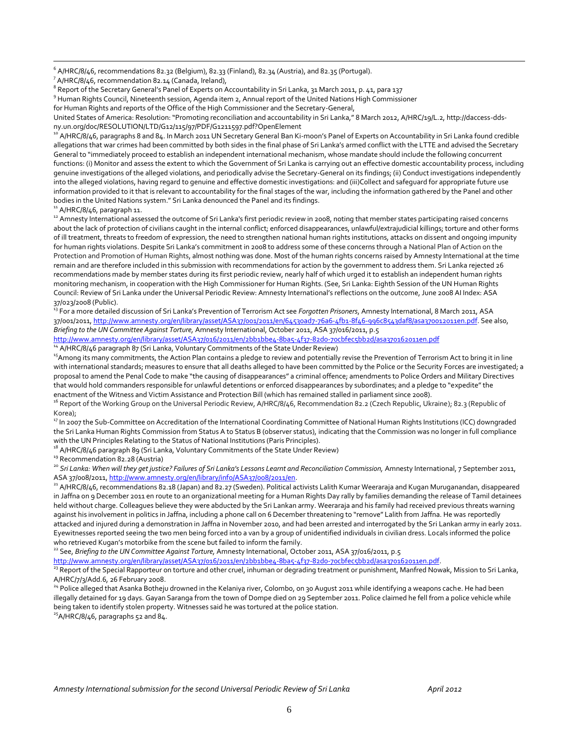[6] A/HRC/8/46, recommendations 82.32 (Belgium), 82.33 (Finland), 82.34 (Austria), and 82.35 (Portugal).

[7] A/HRC/8/46, recommendation 82.14 (Canada, Ireland),

[8] Report of the Secretary General's Panel of Experts on Accountability in Sri Lanka, 31 March 2011, p. 41, para 137

[9] Human Rights Council, Nineteenth session, Agenda item 2, Annual report of the United Nations High Commissioner for Human Rights and reports of the Office of the High Commissioner and the Secretary-General, United States of America: Resolution: "Promoting reconciliation and accountability in Sri Lanka," 8 March 2012, A/HRC/19/L.2, http://daccess-dds-ny.un.org/doc/RESOLUTION/LTD/G12/115/97/PDF/G1211597.pdf?OpenElement

[10] A/HRC/8/46, paragraphs 8 and 84. In March 2011 UN Secretary General Ban Ki-moon's Panel of Experts on Accountability in Sri Lanka found credible allegations that war crimes had been committed by both sides in the final phase of Sri Lanka's armed conflict with the LTTE and advised the Secretary General to "immediately proceed to establish an independent international mechanism, whose mandate should include the following concurrent functions: (i) Monitor and assess the extent to which the Government of Sri Lanka is carrying out an effective domestic accountability process, including genuine investigations of the alleged violations, and periodically advise the Secretary-General on its findings; (ii) Conduct investigations independently into the alleged violations, having regard to genuine and effective domestic investigations: and (iii)Collect and safeguard for appropriate future use information provided to it that is relevant to accountability for the final stages of the war, including the information gathered by the Panel and other bodies in the United Nations system." Sri Lanka denounced the Panel and its findings.

[11] A/HRC/8/46, paragraph 11.

[12] Amnesty International assessed the outcome of Sri Lanka's first periodic review in 2008, noting that member states participating raised concerns about the lack of protection of civilians caught in the internal conflict; enforced disappearances, unlawful/extrajudicial killings; torture and other forms of ill treatment, threats to freedom of expression, the need to strengthen national human rights institutions, attacks on dissent and ongoing impunity for human rights violations. Despite Sri Lanka's commitment in 2008 to address some of these concerns through a National Plan of Action on the Protection and Promotion of Human Rights, almost nothing was done. Most of the human rights concerns raised by Amnesty International at the time remain and are therefore included in this submission with recommendations for action by the government to address them. Sri Lanka rejected 26 recommendations made by member states during its first periodic review, nearly half of which urged it to establish an independent human rights monitoring mechanism, in cooperation with the High Commissioner for Human Rights. (See, Sri Lanka: Eighth Session of the UN Human Rights Council: Review of Sri Lanka under the Universal Periodic Review: Amnesty International's reflections on the outcome, June 2008 AI Index: ASA 37/023/2008 (Public).

[13] For a more detailed discussion of Sri Lanka's Prevention of Terrorism Act see *Forgotten Prisoners*, Amnesty International, 8 March 2011, ASA 37/001/2011, http://www.amnesty.org/en/library/asset/ASA37/001/2011/en/64530ad7-76a6-4fb1-8f46-996c8543daf8/asa370012011en.pdf. See also, *Briefing to the UN Committee Against Torture,* Amnesty International, October 2011, ASA 37/016/2011, p.5 http://www.amnesty.org/en/library/asset/ASA37/016/2011/en/2bb1bbe4-8ba5-4f37-82d0-70cbfec5bb2d/asa370162011en.pdf

[14] A/HRC/8/46 paragraph 87 (Sri Lanka, Voluntary Commitments of the State Under Review)

[15] Among its many commitments, the Action Plan contains a pledge to review and potentially revise the Prevention of Terrorism Act to bring it in line with international standards; measures to ensure that all deaths alleged to have been committed by the Police or the Security Forces are investigated; a proposal to amend the Penal Code to make "the causing of disappearances" a criminal offence; amendments to Police Orders and Military Directives that would hold commanders responsible for unlawful detentions or enforced disappearances by subordinates; and a pledge to "expedite" the enactment of the Witness and Victim Assistance and Protection Bill (which has remained stalled in parliament since 2008).

[16] Report of the Working Group on the Universal Periodic Review, A/HRC/8/46, Recommendation 82.2 (Czech Republic, Ukraine); 82.3 (Republic of Korea);

[17] In 2007 the Sub-Committee on Accreditation of the International Coordinating Committee of National Human Rights Institutions (ICC) downgraded the Sri Lanka Human Rights Commission from Status A to Status B (observer status), indicating that the Commission was no longer in full compliance with the UN Principles Relating to the Status of National Institutions (Paris Principles).

[18] A/HRC/8/46 paragraph 89 (Sri Lanka, Voluntary Commitments of the State Under Review)

[19] Recommendation 82.28 (Austria)

[20] *Sri Lanka: When will they get justice? Failures of Sri Lanka's Lessons Learnt and Reconciliation Commission,* Amnesty International, 7 September 2011, ASA 37/008/2011, http://www.amnesty.org/en/library/info/ASA37/008/2011/en.

[21] A/HRC/8/46, recommendations 82.18 (Japan) and 82.27 (Sweden). Political activists Lalith Kumar Weeraraja and Kugan Muruganandan, disappeared in Jaffna on 9 December 2011 en route to an organizational meeting for a Human Rights Day rally by families demanding the release of Tamil detainees held without charge. Colleagues believe they were abducted by the Sri Lankan army. Weeraraja and his family had received previous threats warning against his involvement in politics in Jaffna, including a phone call on 6 December threatening to "remove" Lalith from Jaffna. He was reportedly attacked and injured during a demonstration in Jaffna in November 2010, and had been arrested and interrogated by the Sri Lankan army in early 2011. Eyewitnesses reported seeing the two men being forced into a van by a group of unidentified individuals in civilian dress. Locals informed the police who retrieved Kugan's motorbike from the scene but failed to inform the family.

[22] See, *Briefing to the UN Committee Against Torture,* Amnesty International, October 2011, ASA 37/016/2011, p.5 http://www.amnesty.org/en/library/asset/ASA37/016/2011/en/2bb1bbe4-8ba5-4f37-82d0-70cbfec5bb2d/asa370162011en.pdf.

[23] Report of the Special Rapporteur on torture and other cruel, inhuman or degrading treatment or punishment, Manfred Nowak, Mission to Sri Lanka, A/HRC/7/3/Add.6, 26 February 2008.

[24] Police alleged that Asanka Botheju drowned in the Kelaniya river, Colombo, on 30 August 2011 while identifying a weapons cache. He had been illegally detained for 19 days. Gayan Saranga from the town of Dompe died on 29 September 2011. Police claimed he fell from a police vehicle while being taken to identify stolen property. Witnesses said he was tortured at the police station.

[25] A/HRC/8/46, paragraphs 52 and 84.